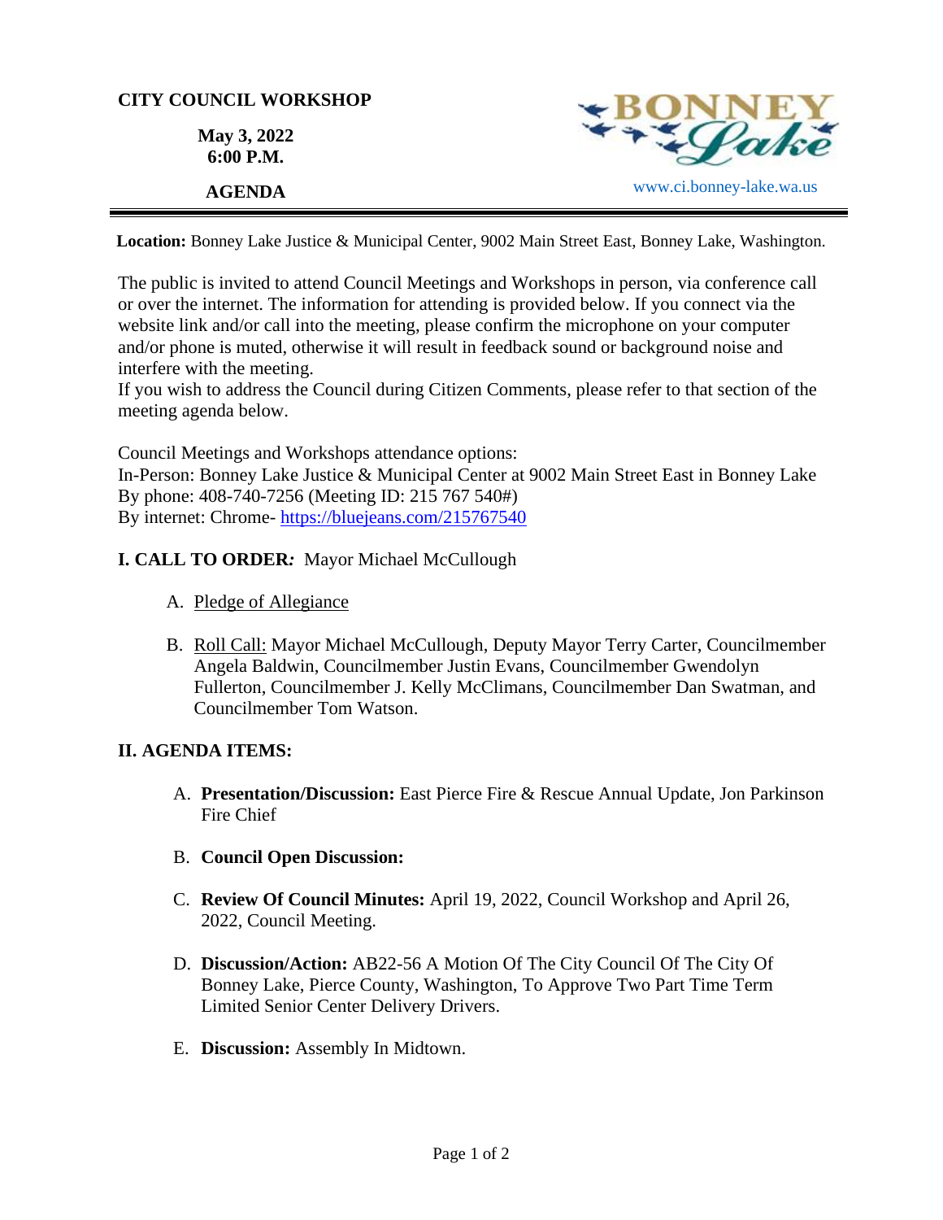**CITY COUNCIL WORKSHOP**

**May 3, 2022**
**6:00 P.M.**

**AGENDA**

BONNEY Lake

www.ci.bonney-lake.wa.us

---

**Location:** Bonney Lake Justice & Municipal Center, 9002 Main Street East, Bonney Lake, Washington.

The public is invited to attend Council Meetings and Workshops in person, via conference call or over the internet. The information for attending is provided below. If you connect via the website link and/or call into the meeting, please confirm the microphone on your computer and/or phone is muted, otherwise it will result in feedback sound or background noise and interfere with the meeting.
If you wish to address the Council during Citizen Comments, please refer to that section of the meeting agenda below.

Council Meetings and Workshops attendance options:
In-Person: Bonney Lake Justice & Municipal Center at 9002 Main Street East in Bonney Lake
By phone: 408-740-7256 (Meeting ID: 215 767 540#)
By internet: Chrome- https://bluejeans.com/215767540

## I. CALL TO ORDER*:* Mayor Michael McCullough

A. Pledge of Allegiance

B. Roll Call: Mayor Michael McCullough, Deputy Mayor Terry Carter, Councilmember Angela Baldwin, Councilmember Justin Evans, Councilmember Gwendolyn Fullerton, Councilmember J. Kelly McClimans, Councilmember Dan Swatman, and Councilmember Tom Watson.

## II. AGENDA ITEMS:

A. **Presentation/Discussion:** East Pierce Fire & Rescue Annual Update, Jon Parkinson Fire Chief

B. **Council Open Discussion:**

C. **Review Of Council Minutes:** April 19, 2022, Council Workshop and April 26, 2022, Council Meeting.

D. **Discussion/Action:** AB22-56 A Motion Of The City Council Of The City Of Bonney Lake, Pierce County, Washington, To Approve Two Part Time Term Limited Senior Center Delivery Drivers.

E. **Discussion:** Assembly In Midtown.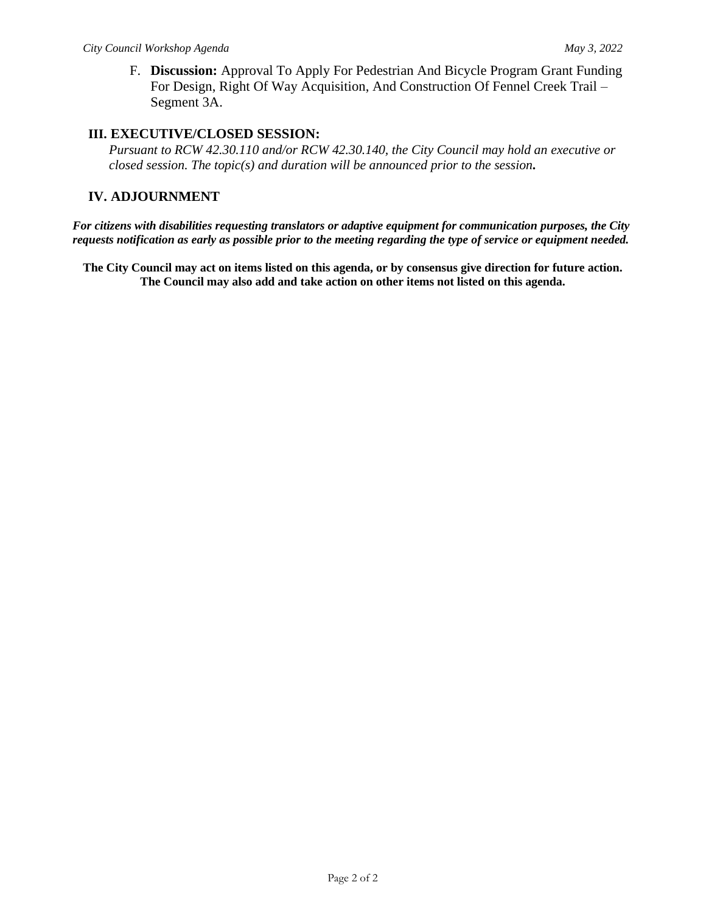F. **Discussion:** Approval To Apply For Pedestrian And Bicycle Program Grant Funding For Design, Right Of Way Acquisition, And Construction Of Fennel Creek Trail – Segment 3A.

## III. EXECUTIVE/CLOSED SESSION:

*Pursuant to RCW 42.30.110 and/or RCW 42.30.140, the City Council may hold an executive or closed session. The topic(s) and duration will be announced prior to the session.*

## IV. ADJOURNMENT

***For citizens with disabilities requesting translators or adaptive equipment for communication purposes, the City requests notification as early as possible prior to the meeting regarding the type of service or equipment needed.***

**The City Council may act on items listed on this agenda, or by consensus give direction for future action. The Council may also add and take action on other items not listed on this agenda.**